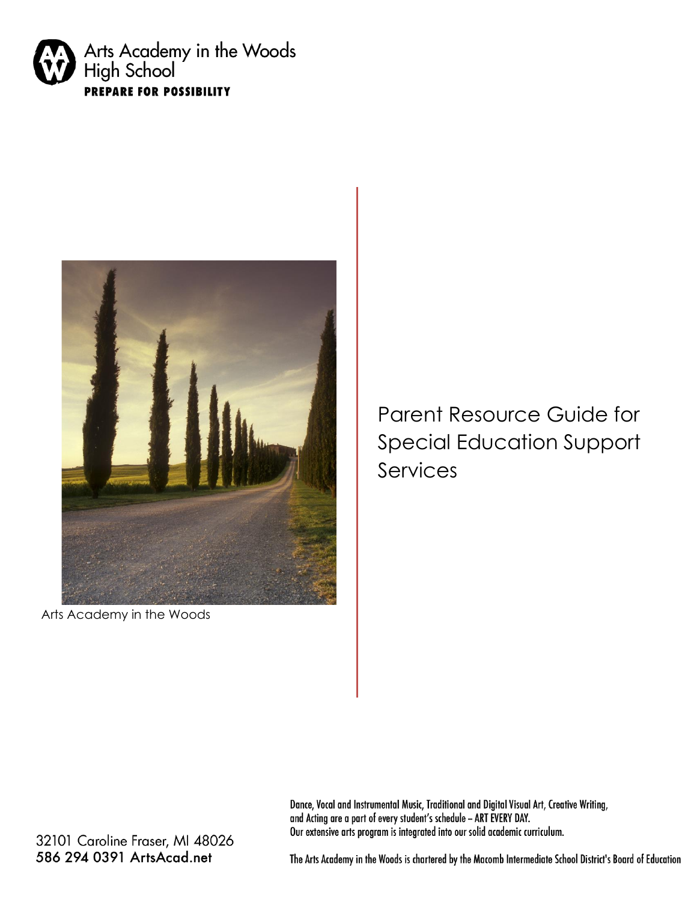Arts Academy in the Woods
High School
**PREPARE FOR POSSIBILITY**

Arts Academy in the Woods

# Parent Resource Guide for Special Education Support Services

32101 Caroline Fraser, MI 48026
586 294 0391 ArtsAcad.net

Dance, Vocal and Instrumental Music, Traditional and Digital Visual Art, Creative Writing, and Acting are a part of every student's schedule – ART EVERY DAY.
Our extensive arts program is integrated into our solid academic curriculum.

The Arts Academy in the Woods is chartered by the Macomb Intermediate School District's Board of Education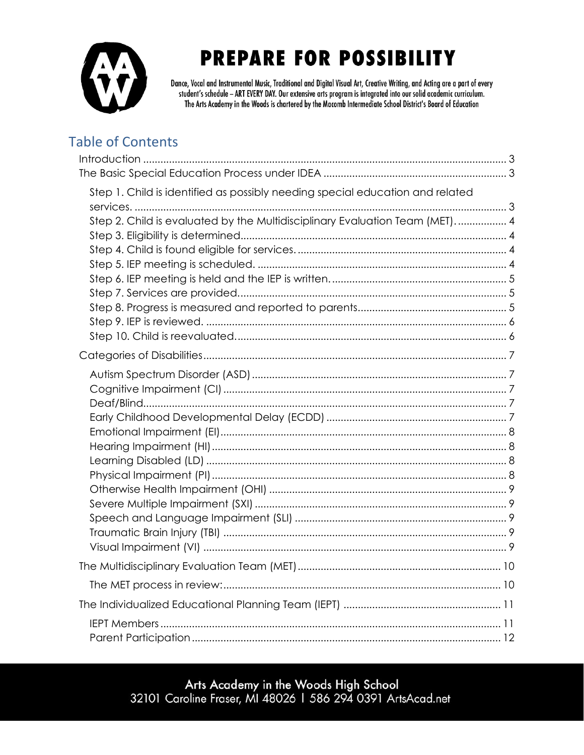# PREPARE FOR POSSIBILITY

Dance, Vocal and Instrumental Music, Traditional and Digital Visual Art, Creative Writing, and Acting are a part of every student's schedule – ART EVERY DAY. Our extensive arts program is integrated into our solid academic curriculum. The Arts Academy in the Woods is chartered by the Macomb Intermediate School District's Board of Education

## Table of Contents

- Introduction ..... 3
- The Basic Special Education Process under IDEA ..... 3
  - Step 1. Child is identified as possibly needing special education and related services. ..... 3
  - Step 2. Child is evaluated by the Multidisciplinary Evaluation Team (MET). ..... 4
  - Step 3. Eligibility is determined ..... 4
  - Step 4. Child is found eligible for services. ..... 4
  - Step 5. IEP meeting is scheduled. ..... 4
  - Step 6. IEP meeting is held and the IEP is written. ..... 5
  - Step 7. Services are provided ..... 5
  - Step 8. Progress is measured and reported to parents ..... 5
  - Step 9. IEP is reviewed. ..... 6
  - Step 10. Child is reevaluated. ..... 6
- Categories of Disabilities ..... 7
  - Autism Spectrum Disorder (ASD) ..... 7
  - Cognitive Impairment (CI) ..... 7
  - Deaf/Blind ..... 7
  - Early Childhood Developmental Delay (ECDD) ..... 7
  - Emotional Impairment (EI) ..... 8
  - Hearing Impairment (HI) ..... 8
  - Learning Disabled (LD) ..... 8
  - Physical Impairment (PI) ..... 8
  - Otherwise Health Impairment (OHI) ..... 9
  - Severe Multiple Impairment (SXI) ..... 9
  - Speech and Language Impairment (SLI) ..... 9
  - Traumatic Brain Injury (TBI) ..... 9
  - Visual Impairment (VI) ..... 9
- The Multidisciplinary Evaluation Team (MET) ..... 10
  - The MET process in review: ..... 10
- The Individualized Educational Planning Team (IEPT) ..... 11
  - IEPT Members ..... 11
  - Parent Participation ..... 12

Arts Academy in the Woods High School
32101 Caroline Fraser, MI 48026 | 586 294 0391 ArtsAcad.net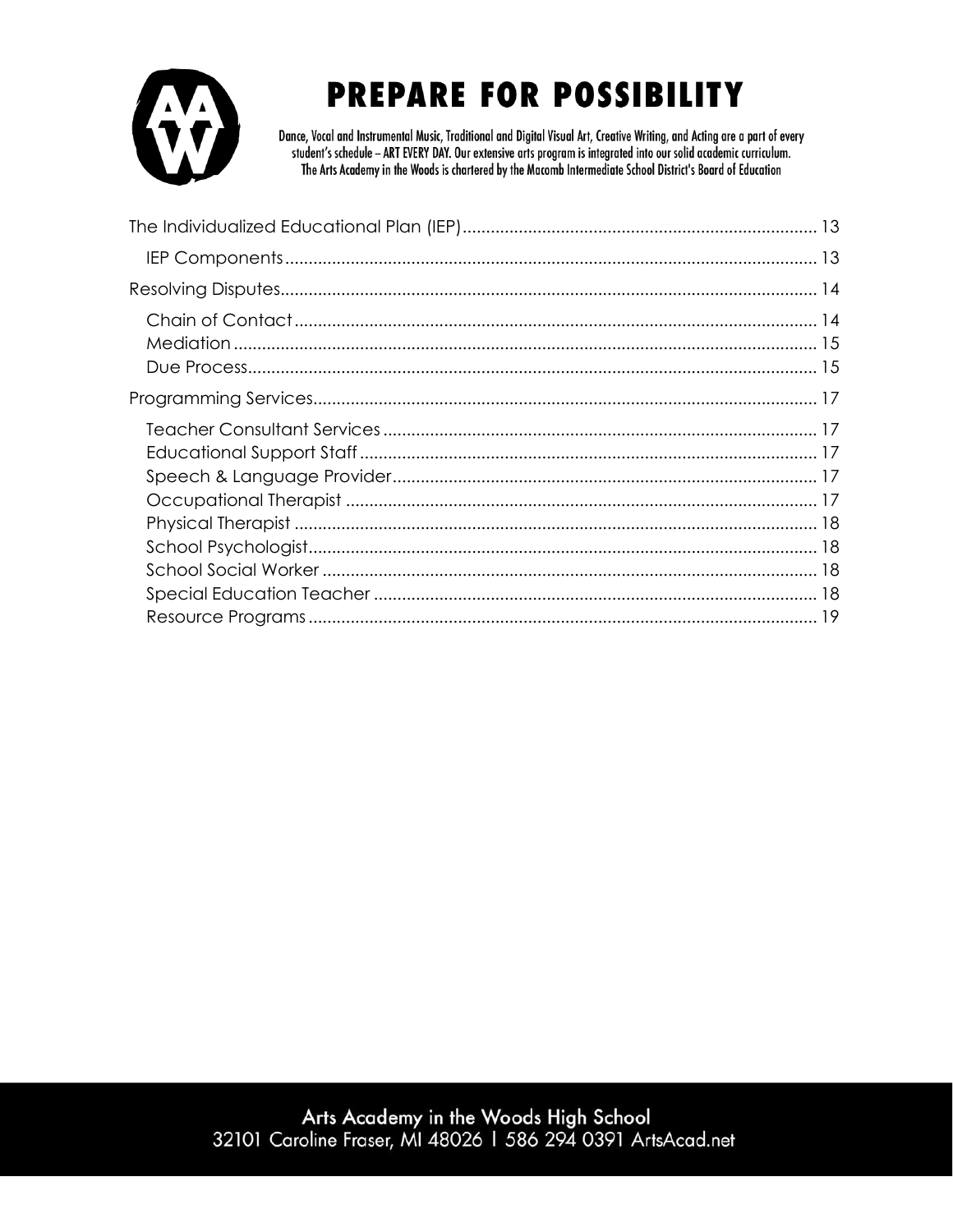| | |
|---|---|
| The Individualized Educational Plan (IEP) | 13 |
| IEP Components | 13 |
| Resolving Disputes | 14 |
| Chain of Contact | 14 |
| Mediation | 15 |
| Due Process | 15 |
| Programming Services | 17 |
| Teacher Consultant Services | 17 |
| Educational Support Staff | 17 |
| Speech & Language Provider | 17 |
| Occupational Therapist | 17 |
| Physical Therapist | 18 |
| School Psychologist | 18 |
| School Social Worker | 18 |
| Special Education Teacher | 18 |
| Resource Programs | 19 |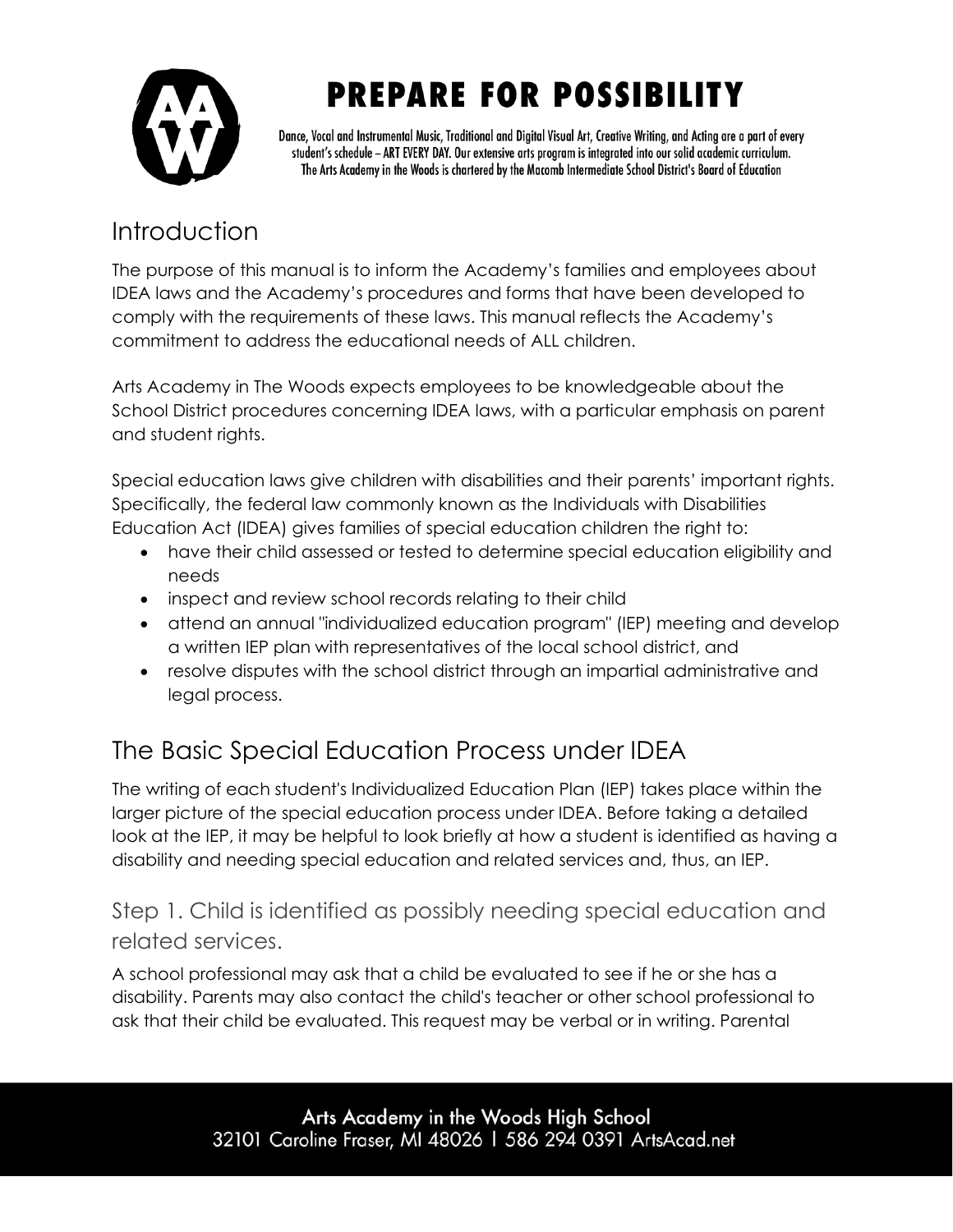# PREPARE FOR POSSIBILITY

Dance, Vocal and Instrumental Music, Traditional and Digital Visual Art, Creative Writing, and Acting are a part of every student's schedule – ART EVERY DAY. Our extensive arts program is integrated into our solid academic curriculum. The Arts Academy in the Woods is chartered by the Macomb Intermediate School District's Board of Education

## Introduction

The purpose of this manual is to inform the Academy's families and employees about IDEA laws and the Academy's procedures and forms that have been developed to comply with the requirements of these laws. This manual reflects the Academy's commitment to address the educational needs of ALL children.

Arts Academy in The Woods expects employees to be knowledgeable about the School District procedures concerning IDEA laws, with a particular emphasis on parent and student rights.

Special education laws give children with disabilities and their parents' important rights. Specifically, the federal law commonly known as the Individuals with Disabilities Education Act (IDEA) gives families of special education children the right to:

- have their child assessed or tested to determine special education eligibility and needs
- inspect and review school records relating to their child
- attend an annual "individualized education program" (IEP) meeting and develop a written IEP plan with representatives of the local school district, and
- resolve disputes with the school district through an impartial administrative and legal process.

## The Basic Special Education Process under IDEA

The writing of each student's Individualized Education Plan (IEP) takes place within the larger picture of the special education process under IDEA. Before taking a detailed look at the IEP, it may be helpful to look briefly at how a student is identified as having a disability and needing special education and related services and, thus, an IEP.

### Step 1. Child is identified as possibly needing special education and related services.

A school professional may ask that a child be evaluated to see if he or she has a disability. Parents may also contact the child's teacher or other school professional to ask that their child be evaluated. This request may be verbal or in writing. Parental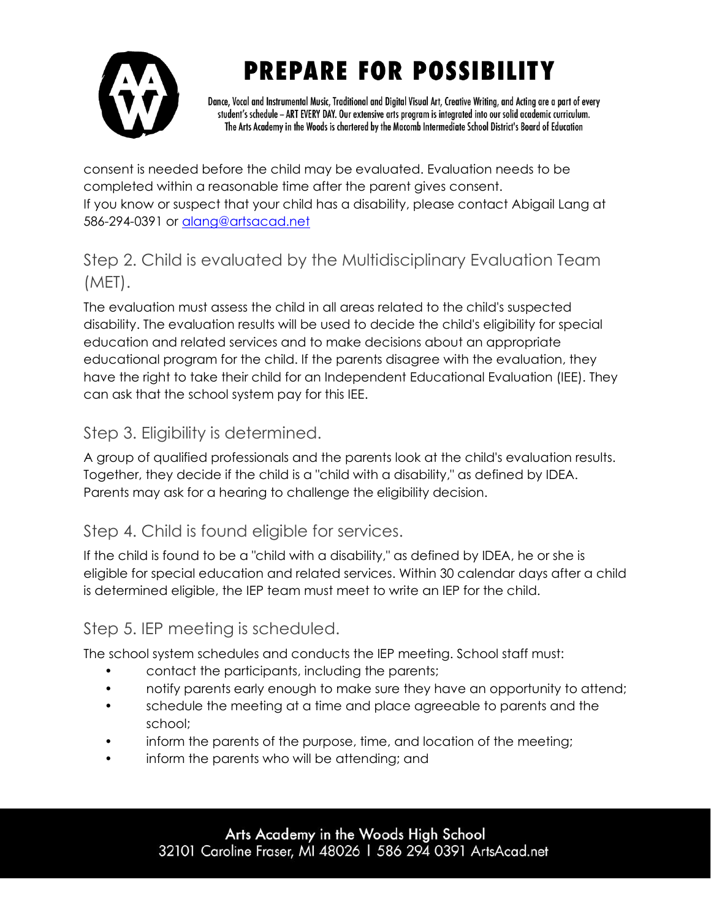consent is needed before the child may be evaluated. Evaluation needs to be completed within a reasonable time after the parent gives consent.
If you know or suspect that your child has a disability, please contact Abigail Lang at 586-294-0391 or [alang@artsacad.net](mailto:alang@artsacad.net)

## Step 2. Child is evaluated by the Multidisciplinary Evaluation Team (MET).

The evaluation must assess the child in all areas related to the child's suspected disability. The evaluation results will be used to decide the child's eligibility for special education and related services and to make decisions about an appropriate educational program for the child. If the parents disagree with the evaluation, they have the right to take their child for an Independent Educational Evaluation (IEE). They can ask that the school system pay for this IEE.

## Step 3. Eligibility is determined.

A group of qualified professionals and the parents look at the child's evaluation results. Together, they decide if the child is a "child with a disability," as defined by IDEA. Parents may ask for a hearing to challenge the eligibility decision.

## Step 4. Child is found eligible for services.

If the child is found to be a "child with a disability," as defined by IDEA, he or she is eligible for special education and related services. Within 30 calendar days after a child is determined eligible, the IEP team must meet to write an IEP for the child.

## Step 5. IEP meeting is scheduled.

The school system schedules and conducts the IEP meeting. School staff must:

- contact the participants, including the parents;
- notify parents early enough to make sure they have an opportunity to attend;
- schedule the meeting at a time and place agreeable to parents and the school;
- inform the parents of the purpose, time, and location of the meeting;
- inform the parents who will be attending; and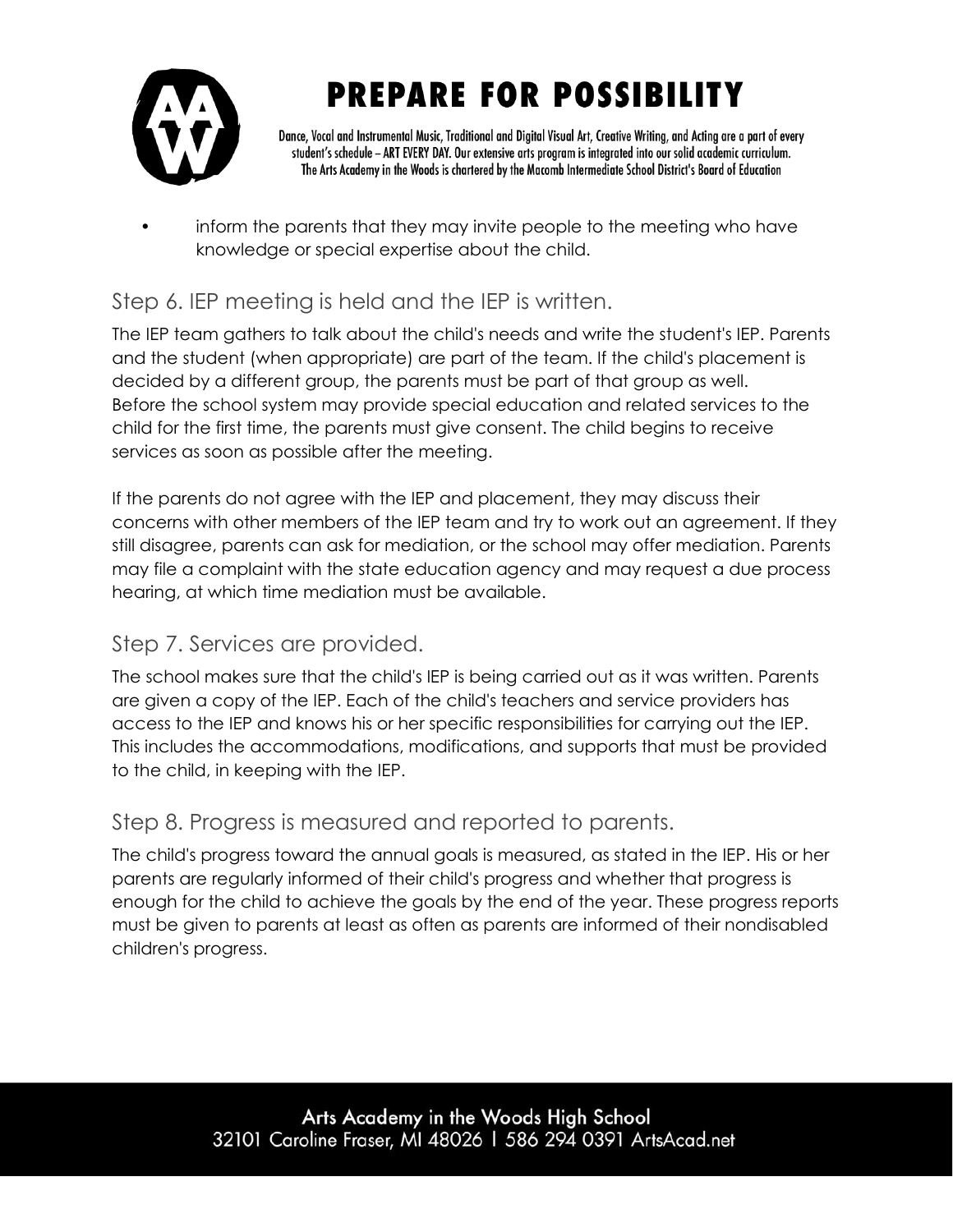- inform the parents that they may invite people to the meeting who have knowledge or special expertise about the child.

## Step 6. IEP meeting is held and the IEP is written.

The IEP team gathers to talk about the child's needs and write the student's IEP. Parents and the student (when appropriate) are part of the team. If the child's placement is decided by a different group, the parents must be part of that group as well. Before the school system may provide special education and related services to the child for the first time, the parents must give consent. The child begins to receive services as soon as possible after the meeting.

If the parents do not agree with the IEP and placement, they may discuss their concerns with other members of the IEP team and try to work out an agreement. If they still disagree, parents can ask for mediation, or the school may offer mediation. Parents may file a complaint with the state education agency and may request a due process hearing, at which time mediation must be available.

## Step 7. Services are provided.

The school makes sure that the child's IEP is being carried out as it was written. Parents are given a copy of the IEP. Each of the child's teachers and service providers has access to the IEP and knows his or her specific responsibilities for carrying out the IEP. This includes the accommodations, modifications, and supports that must be provided to the child, in keeping with the IEP.

## Step 8. Progress is measured and reported to parents.

The child's progress toward the annual goals is measured, as stated in the IEP. His or her parents are regularly informed of their child's progress and whether that progress is enough for the child to achieve the goals by the end of the year. These progress reports must be given to parents at least as often as parents are informed of their nondisabled children's progress.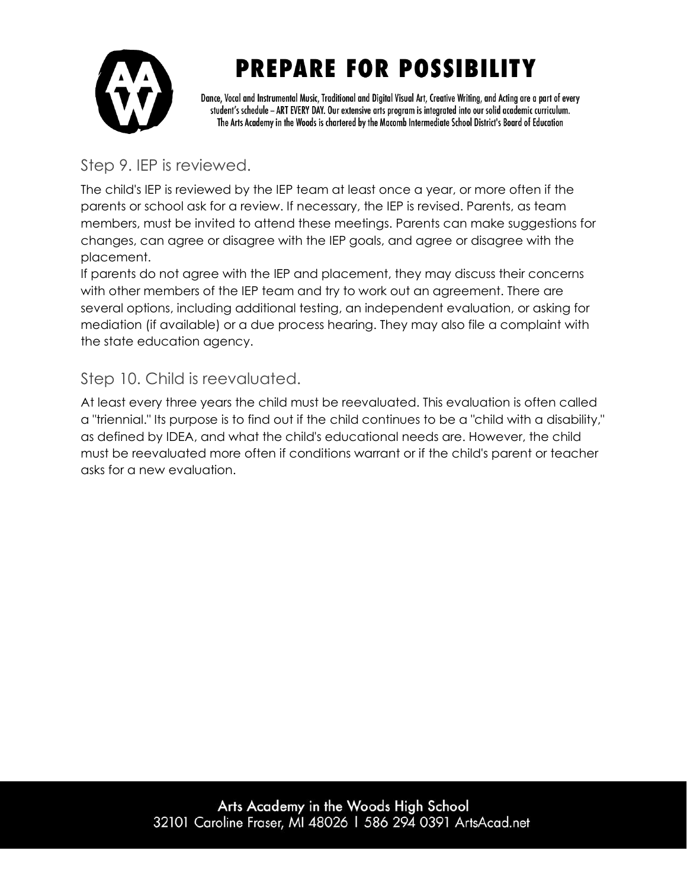## Step 9. IEP is reviewed.

The child's IEP is reviewed by the IEP team at least once a year, or more often if the parents or school ask for a review. If necessary, the IEP is revised. Parents, as team members, must be invited to attend these meetings. Parents can make suggestions for changes, can agree or disagree with the IEP goals, and agree or disagree with the placement.

If parents do not agree with the IEP and placement, they may discuss their concerns with other members of the IEP team and try to work out an agreement. There are several options, including additional testing, an independent evaluation, or asking for mediation (if available) or a due process hearing. They may also file a complaint with the state education agency.

## Step 10. Child is reevaluated.

At least every three years the child must be reevaluated. This evaluation is often called a "triennial." Its purpose is to find out if the child continues to be a "child with a disability," as defined by IDEA, and what the child's educational needs are. However, the child must be reevaluated more often if conditions warrant or if the child's parent or teacher asks for a new evaluation.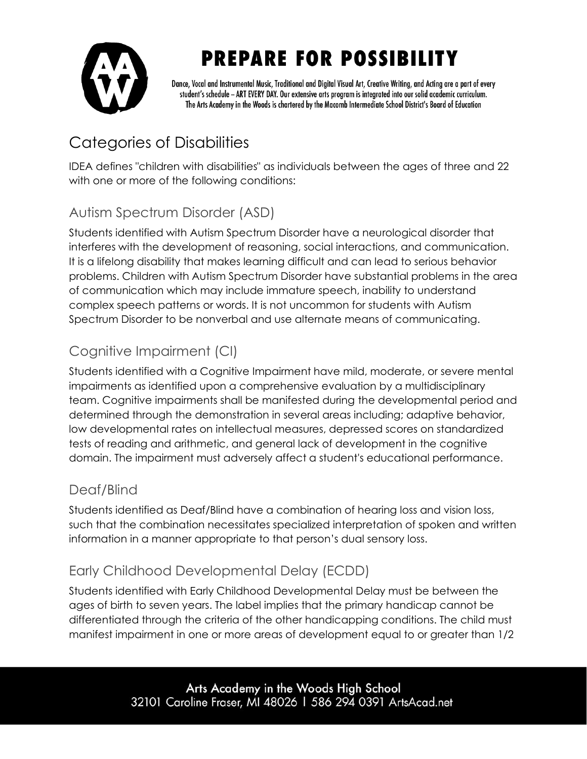## Categories of Disabilities

IDEA defines "children with disabilities" as individuals between the ages of three and 22 with one or more of the following conditions:

### Autism Spectrum Disorder (ASD)

Students identified with Autism Spectrum Disorder have a neurological disorder that interferes with the development of reasoning, social interactions, and communication. It is a lifelong disability that makes learning difficult and can lead to serious behavior problems. Children with Autism Spectrum Disorder have substantial problems in the area of communication which may include immature speech, inability to understand complex speech patterns or words. It is not uncommon for students with Autism Spectrum Disorder to be nonverbal and use alternate means of communicating.

### Cognitive Impairment (CI)

Students identified with a Cognitive Impairment have mild, moderate, or severe mental impairments as identified upon a comprehensive evaluation by a multidisciplinary team. Cognitive impairments shall be manifested during the developmental period and determined through the demonstration in several areas including; adaptive behavior, low developmental rates on intellectual measures, depressed scores on standardized tests of reading and arithmetic, and general lack of development in the cognitive domain. The impairment must adversely affect a student's educational performance.

### Deaf/Blind

Students identified as Deaf/Blind have a combination of hearing loss and vision loss, such that the combination necessitates specialized interpretation of spoken and written information in a manner appropriate to that person's dual sensory loss.

### Early Childhood Developmental Delay (ECDD)

Students identified with Early Childhood Developmental Delay must be between the ages of birth to seven years. The label implies that the primary handicap cannot be differentiated through the criteria of the other handicapping conditions. The child must manifest impairment in one or more areas of development equal to or greater than 1/2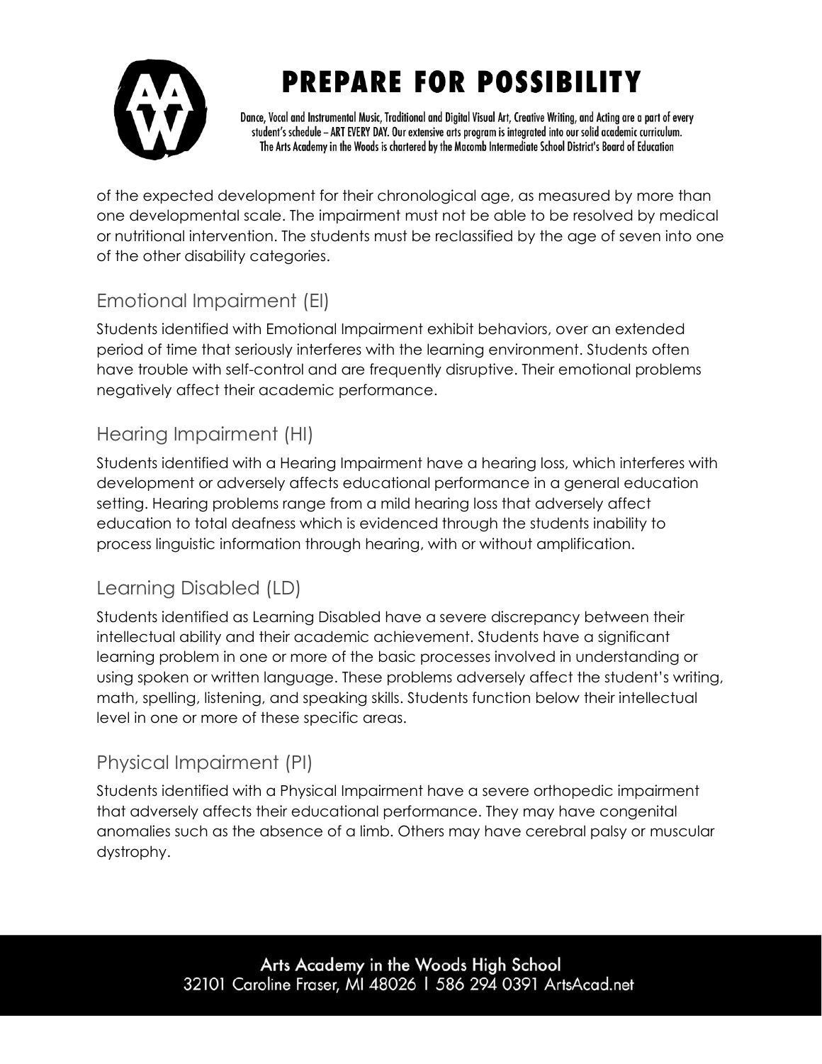of the expected development for their chronological age, as measured by more than one developmental scale. The impairment must not be able to be resolved by medical or nutritional intervention. The students must be reclassified by the age of seven into one of the other disability categories.

## Emotional Impairment (EI)

Students identified with Emotional Impairment exhibit behaviors, over an extended period of time that seriously interferes with the learning environment. Students often have trouble with self-control and are frequently disruptive. Their emotional problems negatively affect their academic performance.

## Hearing Impairment (HI)

Students identified with a Hearing Impairment have a hearing loss, which interferes with development or adversely affects educational performance in a general education setting. Hearing problems range from a mild hearing loss that adversely affect education to total deafness which is evidenced through the students inability to process linguistic information through hearing, with or without amplification.

## Learning Disabled (LD)

Students identified as Learning Disabled have a severe discrepancy between their intellectual ability and their academic achievement. Students have a significant learning problem in one or more of the basic processes involved in understanding or using spoken or written language. These problems adversely affect the student's writing, math, spelling, listening, and speaking skills. Students function below their intellectual level in one or more of these specific areas.

## Physical Impairment (PI)

Students identified with a Physical Impairment have a severe orthopedic impairment that adversely affects their educational performance. They may have congenital anomalies such as the absence of a limb. Others may have cerebral palsy or muscular dystrophy.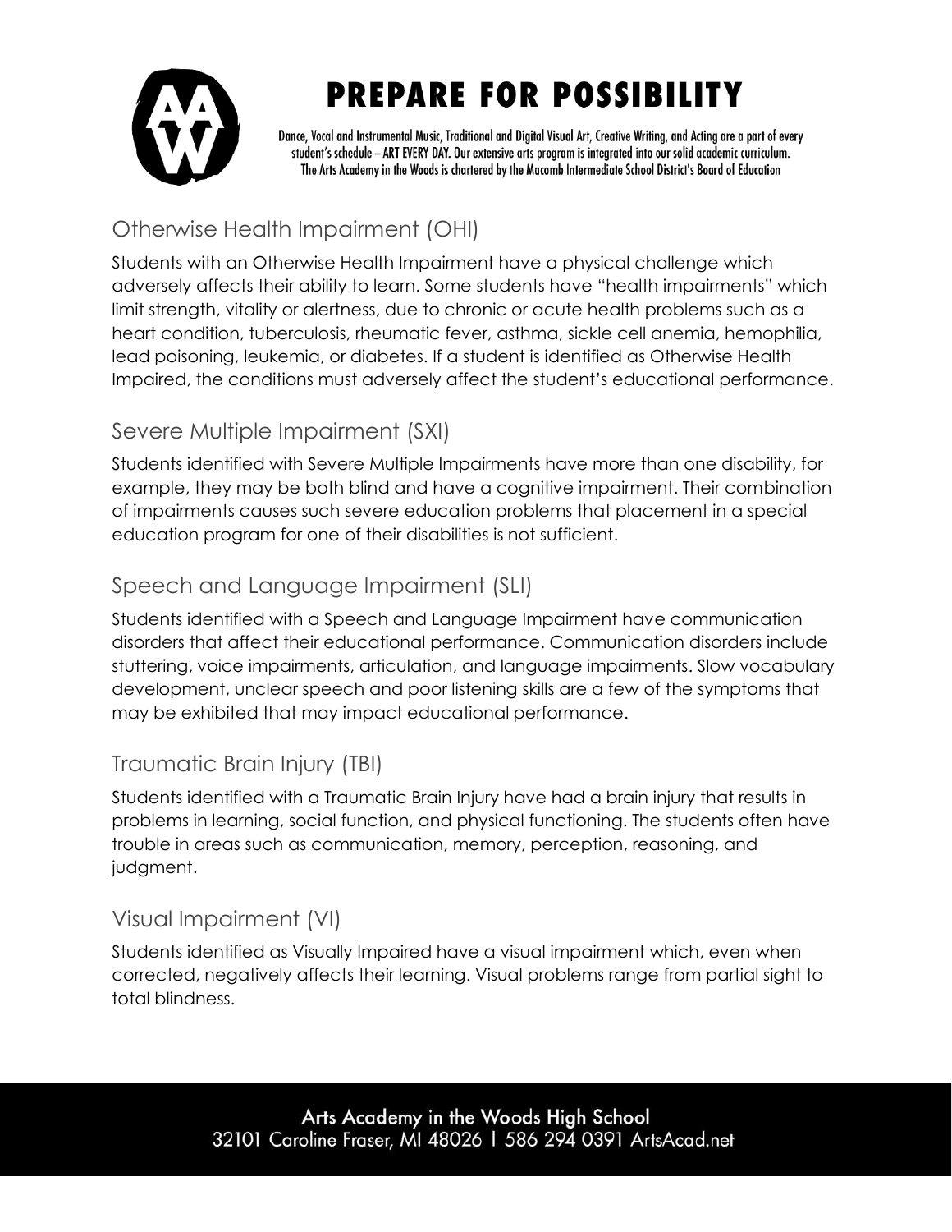## Otherwise Health Impairment (OHI)

Students with an Otherwise Health Impairment have a physical challenge which adversely affects their ability to learn. Some students have "health impairments" which limit strength, vitality or alertness, due to chronic or acute health problems such as a heart condition, tuberculosis, rheumatic fever, asthma, sickle cell anemia, hemophilia, lead poisoning, leukemia, or diabetes. If a student is identified as Otherwise Health Impaired, the conditions must adversely affect the student's educational performance.

## Severe Multiple Impairment (SXI)

Students identified with Severe Multiple Impairments have more than one disability, for example, they may be both blind and have a cognitive impairment. Their combination of impairments causes such severe education problems that placement in a special education program for one of their disabilities is not sufficient.

## Speech and Language Impairment (SLI)

Students identified with a Speech and Language Impairment have communication disorders that affect their educational performance. Communication disorders include stuttering, voice impairments, articulation, and language impairments. Slow vocabulary development, unclear speech and poor listening skills are a few of the symptoms that may be exhibited that may impact educational performance.

## Traumatic Brain Injury (TBI)

Students identified with a Traumatic Brain Injury have had a brain injury that results in problems in learning, social function, and physical functioning. The students often have trouble in areas such as communication, memory, perception, reasoning, and judgment.

## Visual Impairment (VI)

Students identified as Visually Impaired have a visual impairment which, even when corrected, negatively affects their learning. Visual problems range from partial sight to total blindness.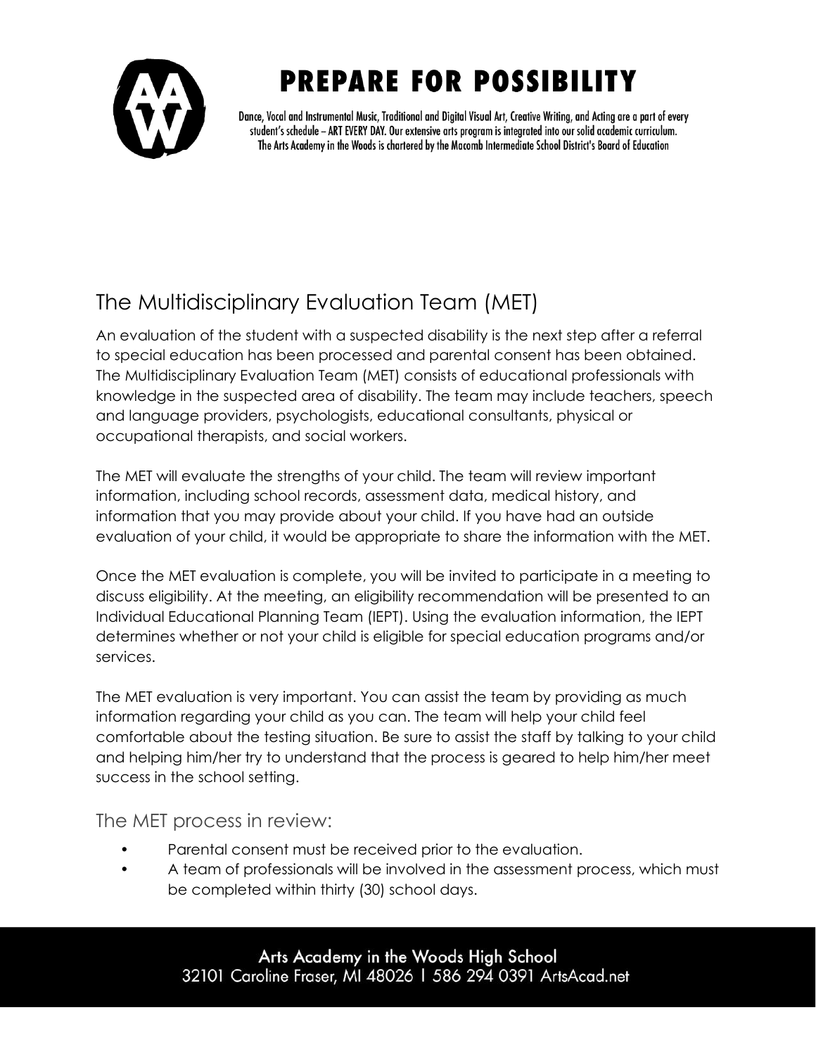## The Multidisciplinary Evaluation Team (MET)

An evaluation of the student with a suspected disability is the next step after a referral to special education has been processed and parental consent has been obtained. The Multidisciplinary Evaluation Team (MET) consists of educational professionals with knowledge in the suspected area of disability. The team may include teachers, speech and language providers, psychologists, educational consultants, physical or occupational therapists, and social workers.

The MET will evaluate the strengths of your child. The team will review important information, including school records, assessment data, medical history, and information that you may provide about your child. If you have had an outside evaluation of your child, it would be appropriate to share the information with the MET.

Once the MET evaluation is complete, you will be invited to participate in a meeting to discuss eligibility. At the meeting, an eligibility recommendation will be presented to an Individual Educational Planning Team (IEPT). Using the evaluation information, the IEPT determines whether or not your child is eligible for special education programs and/or services.

The MET evaluation is very important. You can assist the team by providing as much information regarding your child as you can. The team will help your child feel comfortable about the testing situation. Be sure to assist the staff by talking to your child and helping him/her try to understand that the process is geared to help him/her meet success in the school setting.

### The MET process in review:

- Parental consent must be received prior to the evaluation.
- A team of professionals will be involved in the assessment process, which must be completed within thirty (30) school days.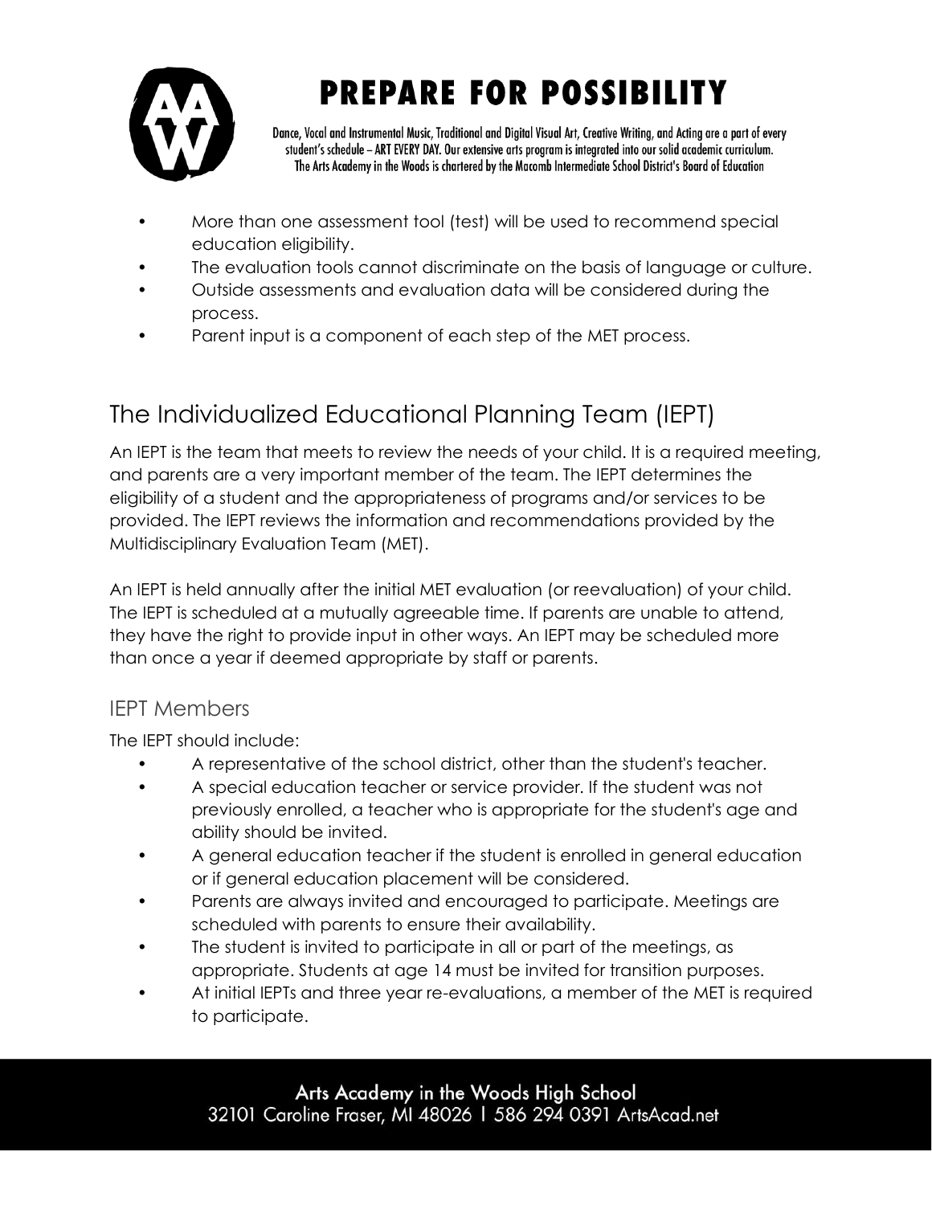- More than one assessment tool (test) will be used to recommend special education eligibility.
- The evaluation tools cannot discriminate on the basis of language or culture.
- Outside assessments and evaluation data will be considered during the process.
- Parent input is a component of each step of the MET process.

## The Individualized Educational Planning Team (IEPT)

An IEPT is the team that meets to review the needs of your child. It is a required meeting, and parents are a very important member of the team. The IEPT determines the eligibility of a student and the appropriateness of programs and/or services to be provided. The IEPT reviews the information and recommendations provided by the Multidisciplinary Evaluation Team (MET).

An IEPT is held annually after the initial MET evaluation (or reevaluation) of your child. The IEPT is scheduled at a mutually agreeable time. If parents are unable to attend, they have the right to provide input in other ways. An IEPT may be scheduled more than once a year if deemed appropriate by staff or parents.

### IEPT Members

The IEPT should include:

- A representative of the school district, other than the student's teacher.
- A special education teacher or service provider. If the student was not previously enrolled, a teacher who is appropriate for the student's age and ability should be invited.
- A general education teacher if the student is enrolled in general education or if general education placement will be considered.
- Parents are always invited and encouraged to participate. Meetings are scheduled with parents to ensure their availability.
- The student is invited to participate in all or part of the meetings, as appropriate. Students at age 14 must be invited for transition purposes.
- At initial IEPTs and three year re-evaluations, a member of the MET is required to participate.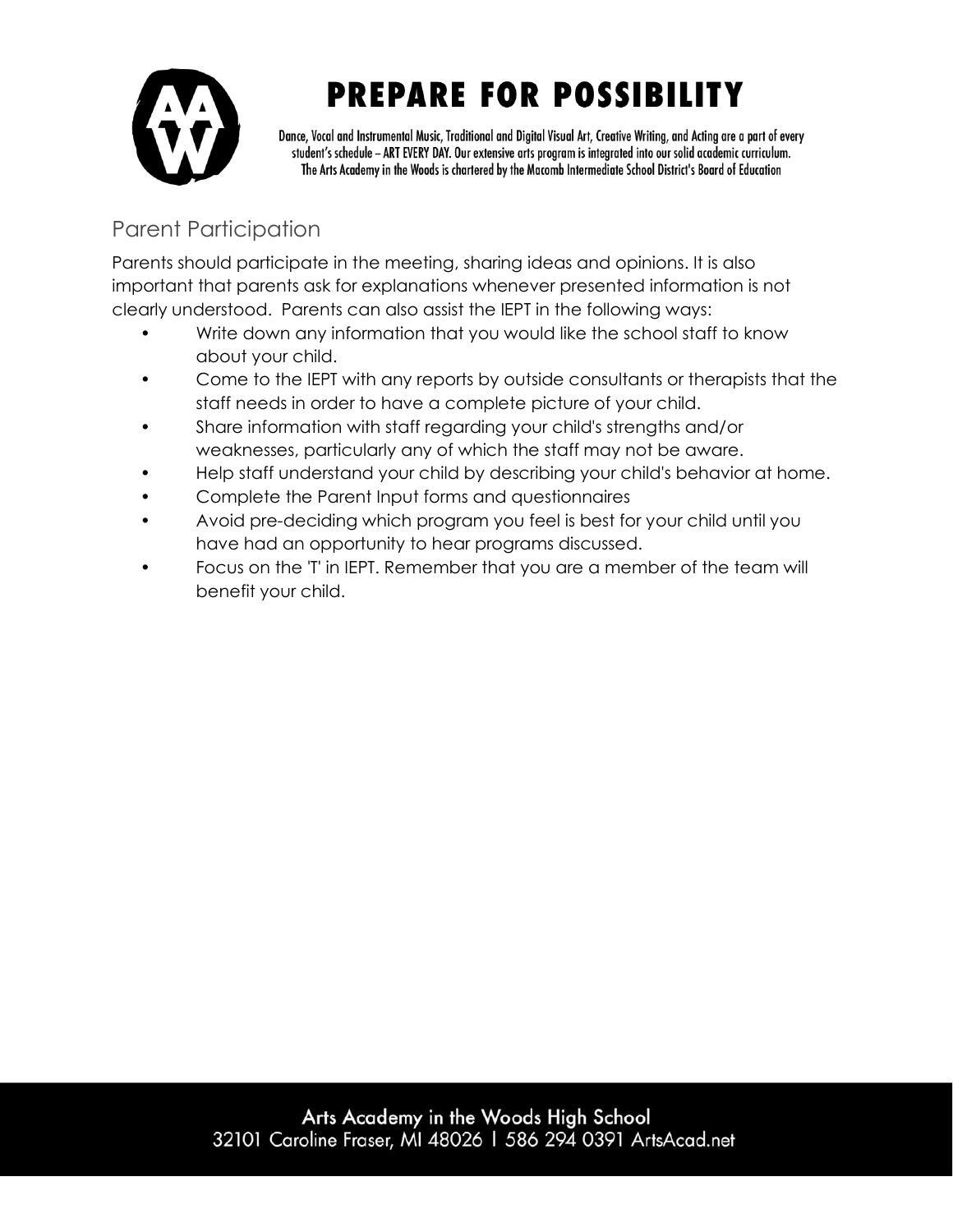## Parent Participation

Parents should participate in the meeting, sharing ideas and opinions. It is also important that parents ask for explanations whenever presented information is not clearly understood. Parents can also assist the IEPT in the following ways:

- Write down any information that you would like the school staff to know about your child.
- Come to the IEPT with any reports by outside consultants or therapists that the staff needs in order to have a complete picture of your child.
- Share information with staff regarding your child's strengths and/or weaknesses, particularly any of which the staff may not be aware.
- Help staff understand your child by describing your child's behavior at home.
- Complete the Parent Input forms and questionnaires
- Avoid pre-deciding which program you feel is best for your child until you have had an opportunity to hear programs discussed.
- Focus on the 'T' in IEPT. Remember that you are a member of the team will benefit your child.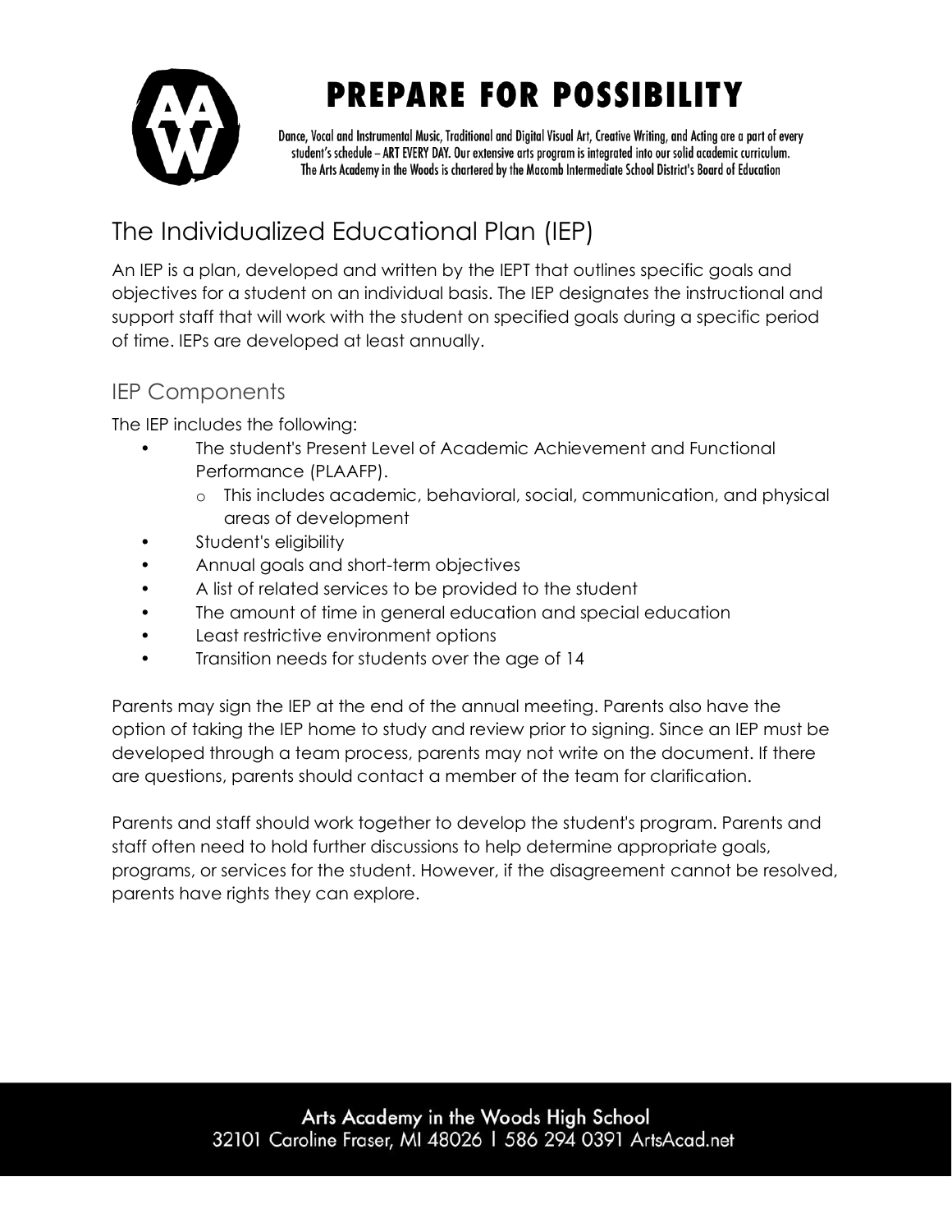## The Individualized Educational Plan (IEP)

An IEP is a plan, developed and written by the IEPT that outlines specific goals and objectives for a student on an individual basis. The IEP designates the instructional and support staff that will work with the student on specified goals during a specific period of time. IEPs are developed at least annually.

### IEP Components

The IEP includes the following:

- The student's Present Level of Academic Achievement and Functional Performance (PLAAFP).
  - This includes academic, behavioral, social, communication, and physical areas of development
- Student's eligibility
- Annual goals and short-term objectives
- A list of related services to be provided to the student
- The amount of time in general education and special education
- Least restrictive environment options
- Transition needs for students over the age of 14

Parents may sign the IEP at the end of the annual meeting. Parents also have the option of taking the IEP home to study and review prior to signing. Since an IEP must be developed through a team process, parents may not write on the document. If there are questions, parents should contact a member of the team for clarification.

Parents and staff should work together to develop the student's program. Parents and staff often need to hold further discussions to help determine appropriate goals, programs, or services for the student. However, if the disagreement cannot be resolved, parents have rights they can explore.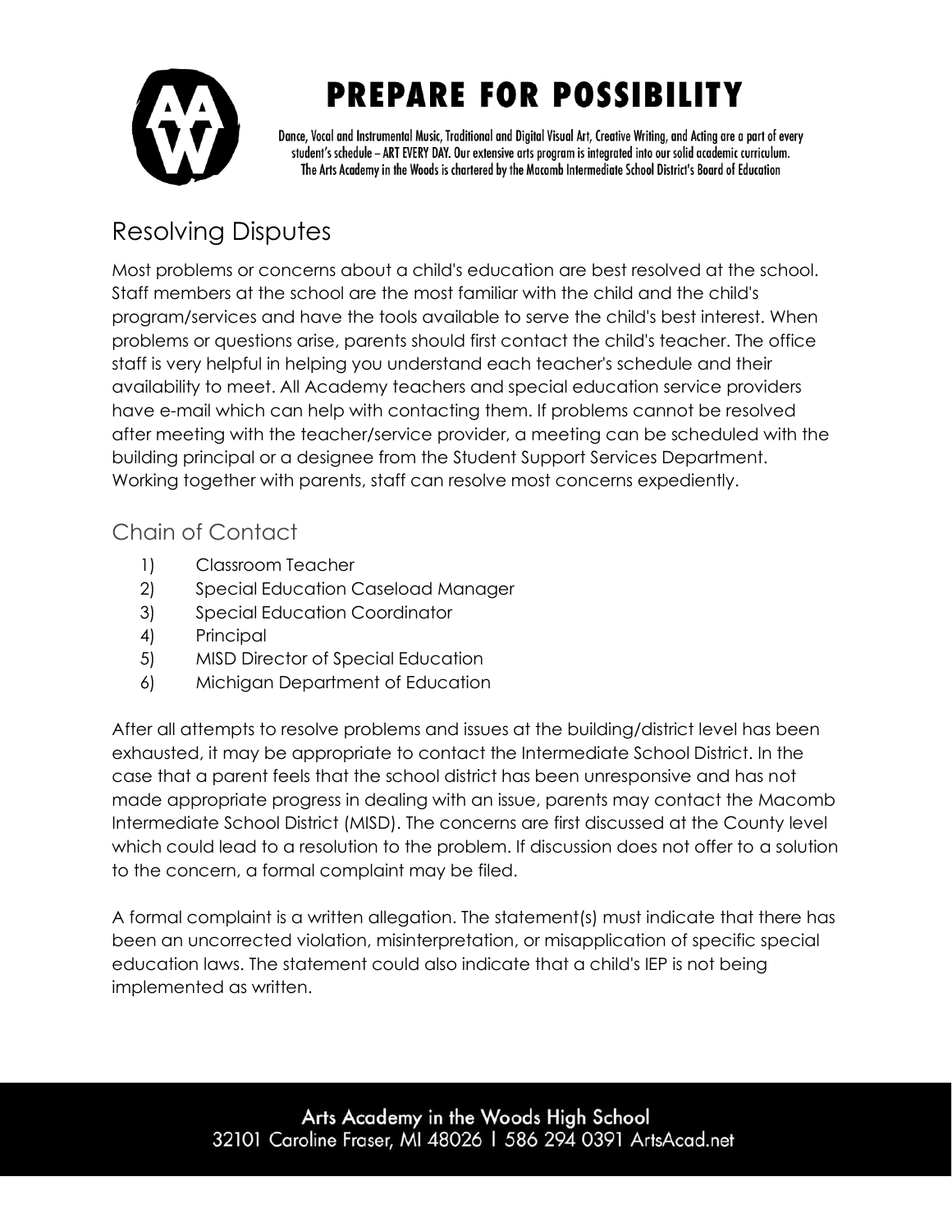## Resolving Disputes

Most problems or concerns about a child's education are best resolved at the school. Staff members at the school are the most familiar with the child and the child's program/services and have the tools available to serve the child's best interest. When problems or questions arise, parents should first contact the child's teacher. The office staff is very helpful in helping you understand each teacher's schedule and their availability to meet. All Academy teachers and special education service providers have e-mail which can help with contacting them. If problems cannot be resolved after meeting with the teacher/service provider, a meeting can be scheduled with the building principal or a designee from the Student Support Services Department. Working together with parents, staff can resolve most concerns expediently.

### Chain of Contact

1) Classroom Teacher
2) Special Education Caseload Manager
3) Special Education Coordinator
4) Principal
5) MISD Director of Special Education
6) Michigan Department of Education

After all attempts to resolve problems and issues at the building/district level has been exhausted, it may be appropriate to contact the Intermediate School District. In the case that a parent feels that the school district has been unresponsive and has not made appropriate progress in dealing with an issue, parents may contact the Macomb Intermediate School District (MISD). The concerns are first discussed at the County level which could lead to a resolution to the problem. If discussion does not offer to a solution to the concern, a formal complaint may be filed.

A formal complaint is a written allegation. The statement(s) must indicate that there has been an uncorrected violation, misinterpretation, or misapplication of specific special education laws. The statement could also indicate that a child's IEP is not being implemented as written.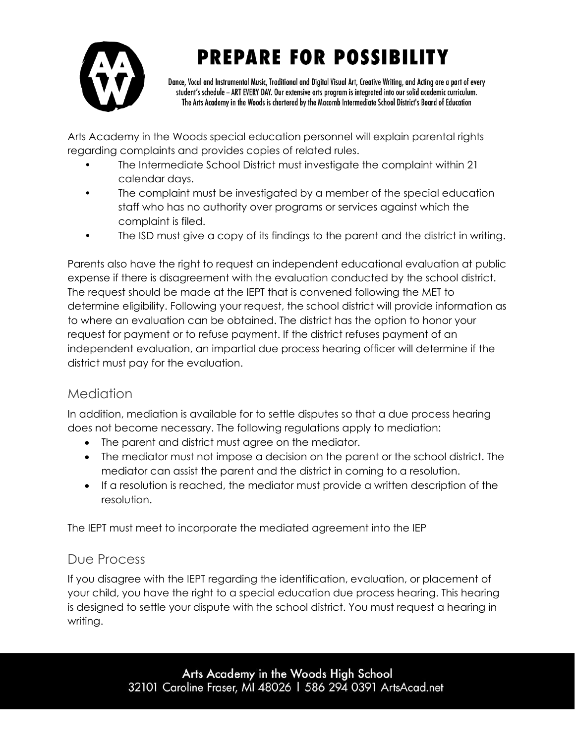Arts Academy in the Woods special education personnel will explain parental rights regarding complaints and provides copies of related rules.

- The Intermediate School District must investigate the complaint within 21 calendar days.
- The complaint must be investigated by a member of the special education staff who has no authority over programs or services against which the complaint is filed.
- The ISD must give a copy of its findings to the parent and the district in writing.

Parents also have the right to request an independent educational evaluation at public expense if there is disagreement with the evaluation conducted by the school district. The request should be made at the IEPT that is convened following the MET to determine eligibility. Following your request, the school district will provide information as to where an evaluation can be obtained. The district has the option to honor your request for payment or to refuse payment. If the district refuses payment of an independent evaluation, an impartial due process hearing officer will determine if the district must pay for the evaluation.

## Mediation

In addition, mediation is available for to settle disputes so that a due process hearing does not become necessary. The following regulations apply to mediation:

- The parent and district must agree on the mediator.
- The mediator must not impose a decision on the parent or the school district. The mediator can assist the parent and the district in coming to a resolution.
- If a resolution is reached, the mediator must provide a written description of the resolution.

The IEPT must meet to incorporate the mediated agreement into the IEP

## Due Process

If you disagree with the IEPT regarding the identification, evaluation, or placement of your child, you have the right to a special education due process hearing. This hearing is designed to settle your dispute with the school district. You must request a hearing in writing.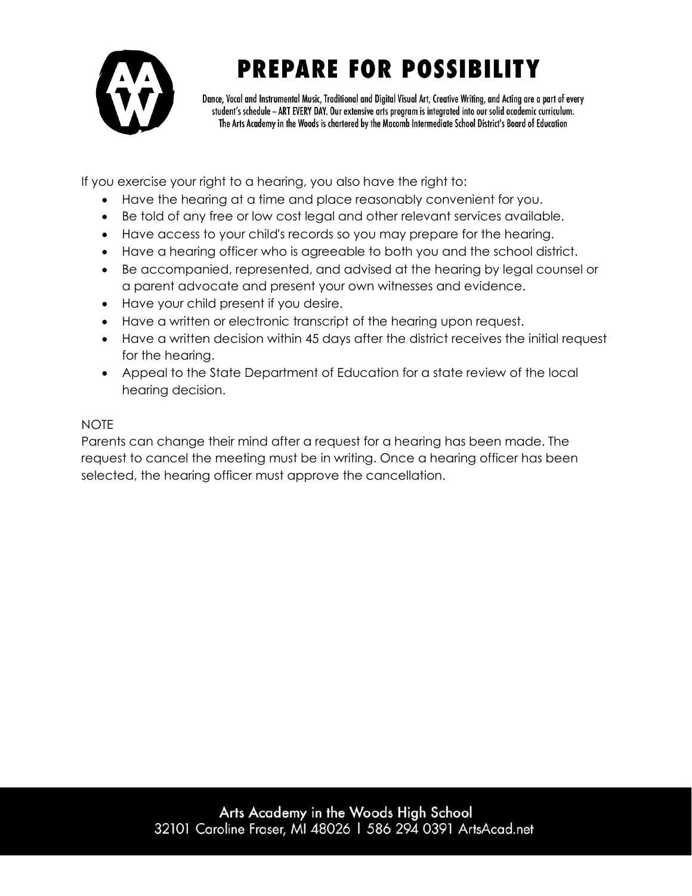If you exercise your right to a hearing, you also have the right to:

- Have the hearing at a time and place reasonably convenient for you.
- Be told of any free or low cost legal and other relevant services available.
- Have access to your child's records so you may prepare for the hearing.
- Have a hearing officer who is agreeable to both you and the school district.
- Be accompanied, represented, and advised at the hearing by legal counsel or a parent advocate and present your own witnesses and evidence.
- Have your child present if you desire.
- Have a written or electronic transcript of the hearing upon request.
- Have a written decision within 45 days after the district receives the initial request for the hearing.
- Appeal to the State Department of Education for a state review of the local hearing decision.

NOTE

Parents can change their mind after a request for a hearing has been made. The request to cancel the meeting must be in writing. Once a hearing officer has been selected, the hearing officer must approve the cancellation.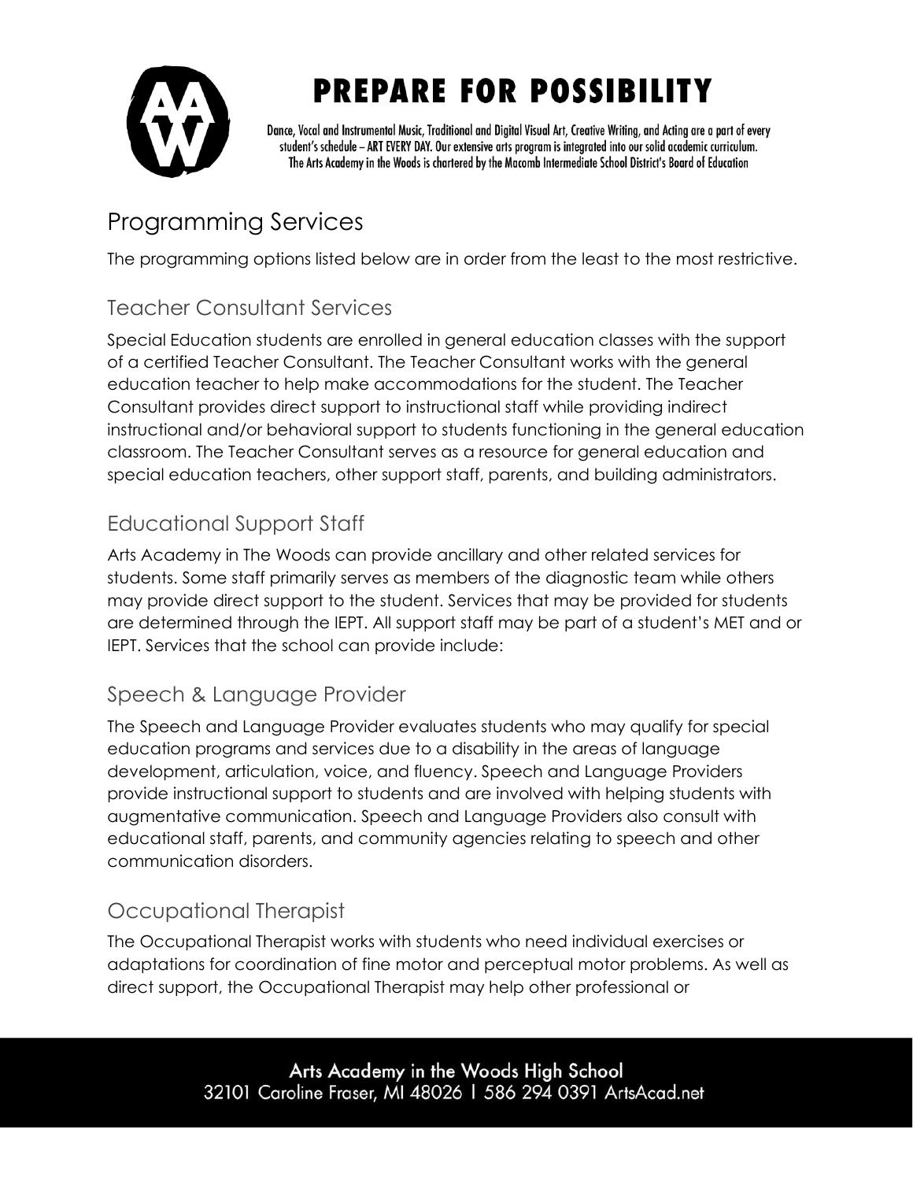## Programming Services

The programming options listed below are in order from the least to the most restrictive.

### Teacher Consultant Services

Special Education students are enrolled in general education classes with the support of a certified Teacher Consultant. The Teacher Consultant works with the general education teacher to help make accommodations for the student. The Teacher Consultant provides direct support to instructional staff while providing indirect instructional and/or behavioral support to students functioning in the general education classroom. The Teacher Consultant serves as a resource for general education and special education teachers, other support staff, parents, and building administrators.

### Educational Support Staff

Arts Academy in The Woods can provide ancillary and other related services for students. Some staff primarily serves as members of the diagnostic team while others may provide direct support to the student. Services that may be provided for students are determined through the IEPT. All support staff may be part of a student's MET and or IEPT. Services that the school can provide include:

### Speech & Language Provider

The Speech and Language Provider evaluates students who may qualify for special education programs and services due to a disability in the areas of language development, articulation, voice, and fluency. Speech and Language Providers provide instructional support to students and are involved with helping students with augmentative communication. Speech and Language Providers also consult with educational staff, parents, and community agencies relating to speech and other communication disorders.

### Occupational Therapist

The Occupational Therapist works with students who need individual exercises or adaptations for coordination of fine motor and perceptual motor problems. As well as direct support, the Occupational Therapist may help other professional or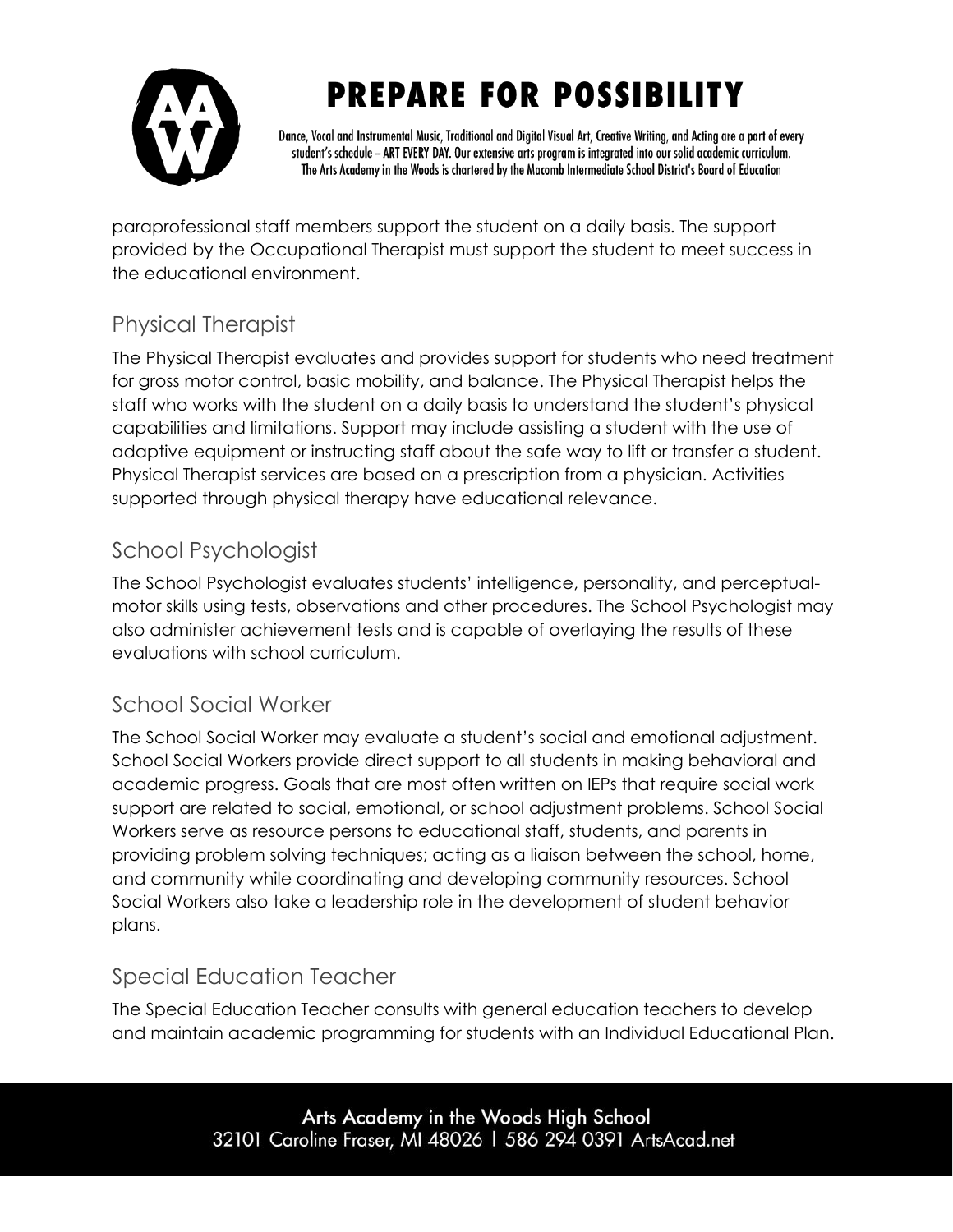paraprofessional staff members support the student on a daily basis. The support provided by the Occupational Therapist must support the student to meet success in the educational environment.

## Physical Therapist

The Physical Therapist evaluates and provides support for students who need treatment for gross motor control, basic mobility, and balance. The Physical Therapist helps the staff who works with the student on a daily basis to understand the student's physical capabilities and limitations. Support may include assisting a student with the use of adaptive equipment or instructing staff about the safe way to lift or transfer a student. Physical Therapist services are based on a prescription from a physician. Activities supported through physical therapy have educational relevance.

## School Psychologist

The School Psychologist evaluates students' intelligence, personality, and perceptual-motor skills using tests, observations and other procedures. The School Psychologist may also administer achievement tests and is capable of overlaying the results of these evaluations with school curriculum.

## School Social Worker

The School Social Worker may evaluate a student's social and emotional adjustment. School Social Workers provide direct support to all students in making behavioral and academic progress. Goals that are most often written on IEPs that require social work support are related to social, emotional, or school adjustment problems. School Social Workers serve as resource persons to educational staff, students, and parents in providing problem solving techniques; acting as a liaison between the school, home, and community while coordinating and developing community resources. School Social Workers also take a leadership role in the development of student behavior plans.

## Special Education Teacher

The Special Education Teacher consults with general education teachers to develop and maintain academic programming for students with an Individual Educational Plan.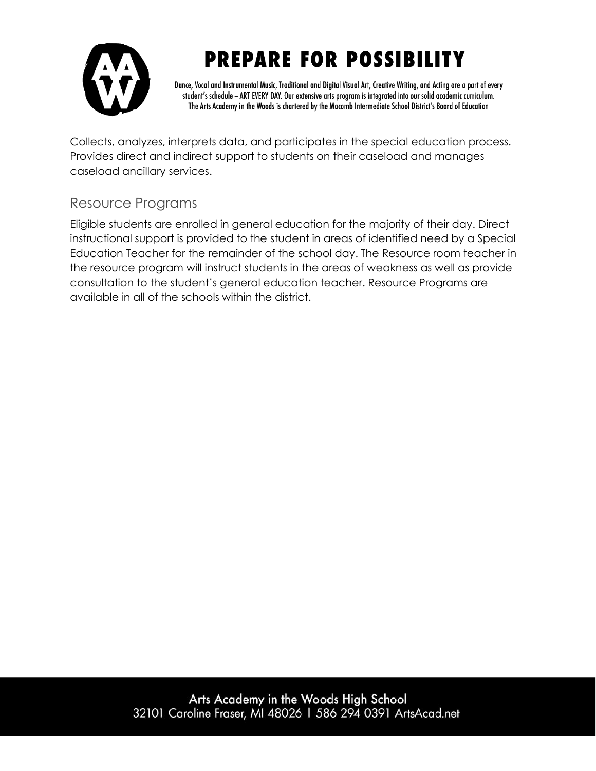Collects, analyzes, interprets data, and participates in the special education process. Provides direct and indirect support to students on their caseload and manages caseload ancillary services.

## Resource Programs

Eligible students are enrolled in general education for the majority of their day. Direct instructional support is provided to the student in areas of identified need by a Special Education Teacher for the remainder of the school day. The Resource room teacher in the resource program will instruct students in the areas of weakness as well as provide consultation to the student's general education teacher. Resource Programs are available in all of the schools within the district.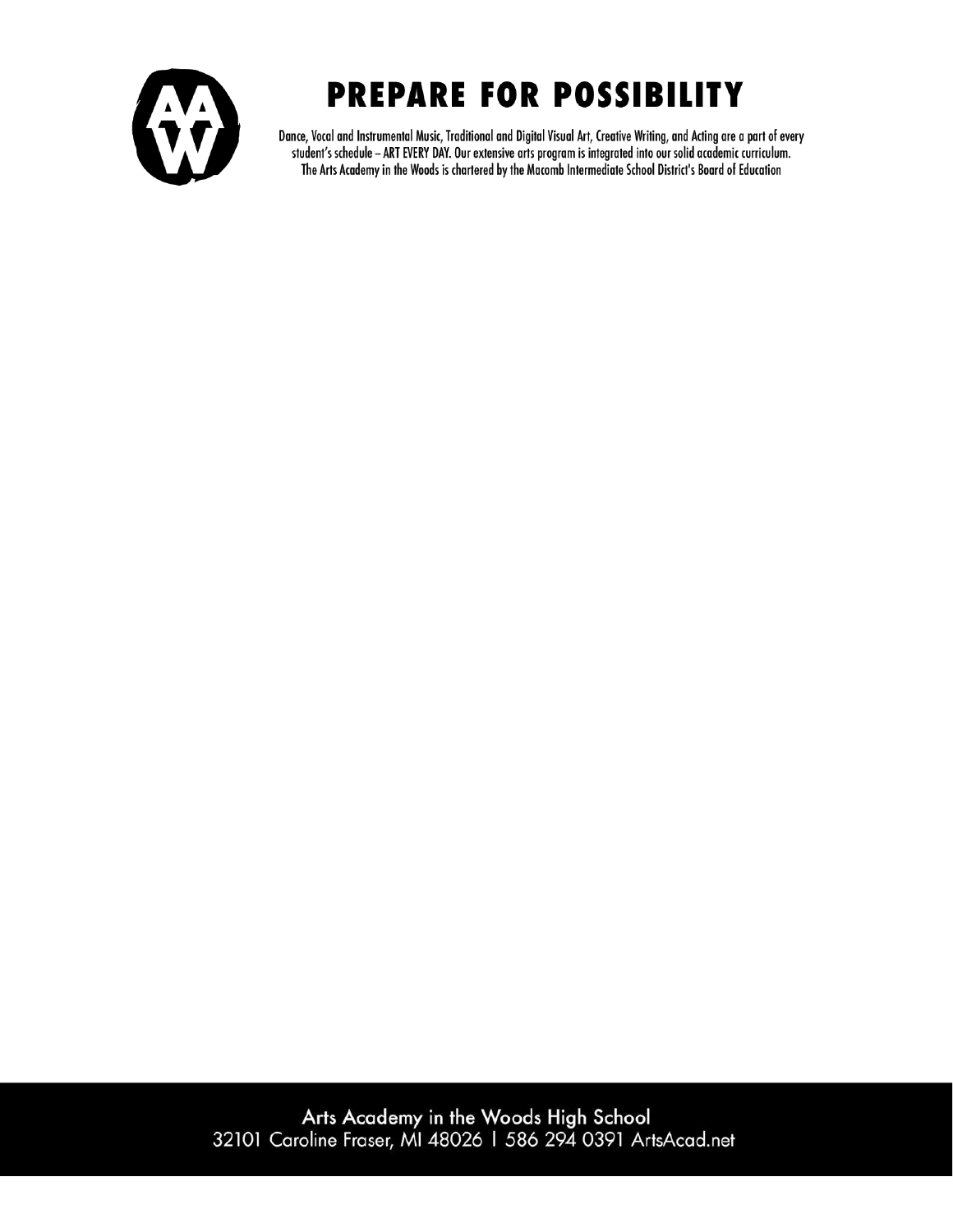# PREPARE FOR POSSIBILITY

Dance, Vocal and Instrumental Music, Traditional and Digital Visual Art, Creative Writing, and Acting are a part of every student's schedule – ART EVERY DAY. Our extensive arts program is integrated into our solid academic curriculum.
The Arts Academy in the Woods is chartered by the Macomb Intermediate School District's Board of Education

Arts Academy in the Woods High School
32101 Caroline Fraser, MI 48026 | 586 294 0391 ArtsAcad.net